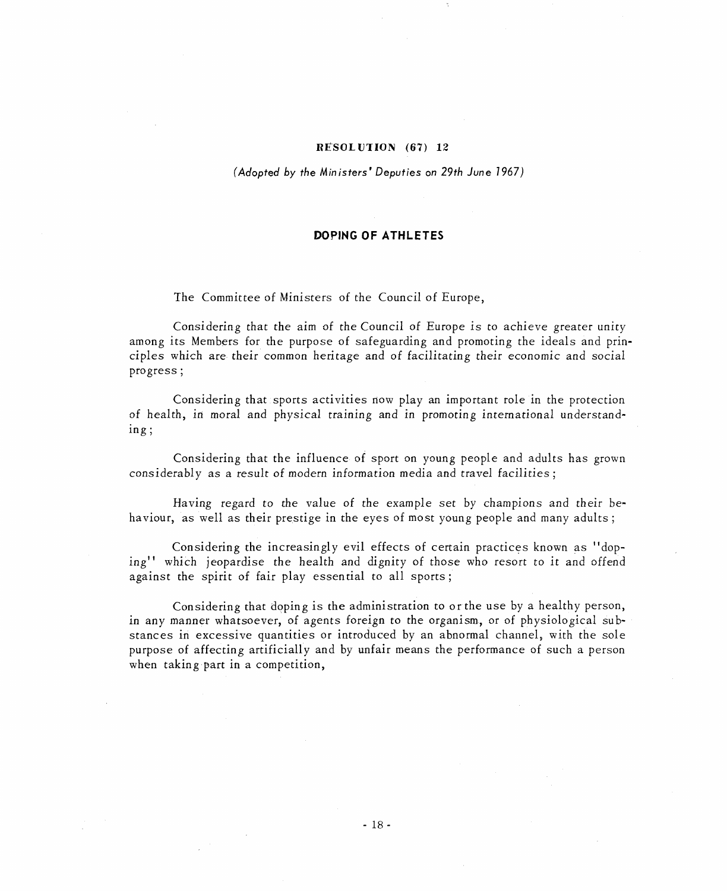**RESOLUTION (67) 12**

*(Adopted by the Ministers' Deputies on 29th June 1967)*

## DOPING OF ATHLETES

The Committee of Ministers of the Council of Europe,

Considering that the aim of the Council of Europe is to achieve greater unity among its Members for the purpose of safeguarding and promoting the ideals and principles which are their common heritage and of facilitating their economic and social progress ;

Considering that sports activities now play an important role in the protection of health, in moral and physical training and in promoting international understanding ;

Considering that the influence of sport on young people and adults has grown considerably as a result of modern information media and travel facilities ;

Having regard to the value of the example set by champions and their behaviour, as well as their prestige in the eyes of most young people and many adults ;

Considering the increasingly evil effects of certain practices known as "doping" which jeopardise the health and dignity of those who resort to it and offend against the spirit of fair play essential to all sports ;

Considering that doping is the administration to or the use by a healthy person, in any manner whatsoever, of agents foreign to the organism, or of physiological substances in excessive quantities or introduced by an abnormal channel, with the sole purpose of affecting artificially and by unfair means the performance of such a person when taking part in a competition,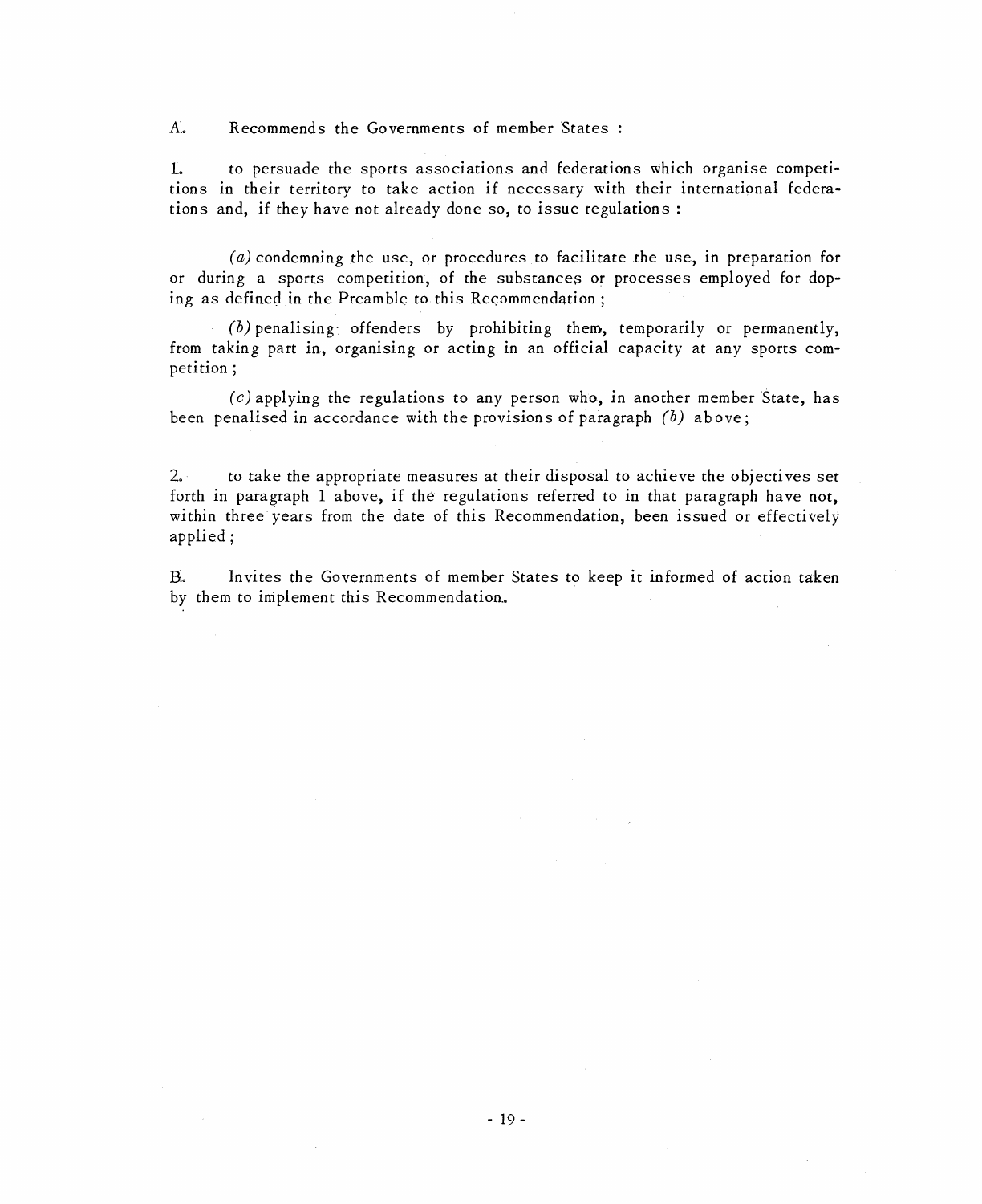A. Recommends the Governments of member States :

1. to persuade the sports associations and federations which organise competitions in their territory to take action if necessary with their international federations and, if they have not already done so, to issue regulations :

*(a)* condemning the use, or procedures to facilitate the use, in preparation for or during a sports competition, of the substances or processes employed for doping as defined in the Preamble to this Recommendation ;

*(b)* penalising offenders by prohibiting them, temporarily or permanently, from taking part in, organising or acting in an official capacity at any sports competition ;

*(c)* applying the regulations to any person who, in another member State, has been penalised in accordance with the provisions of paragraph *(b)* above;

2. to take the appropriate measures at their disposal to achieve the objectives set forth in paragraph 1 above, if the regulations referred to in that paragraph have not, within three years from the date of this Recommendation, been issued or effectively applied ;

B. Invites the Governments of member States to keep it informed of action taken by them to implement this Recommendation.